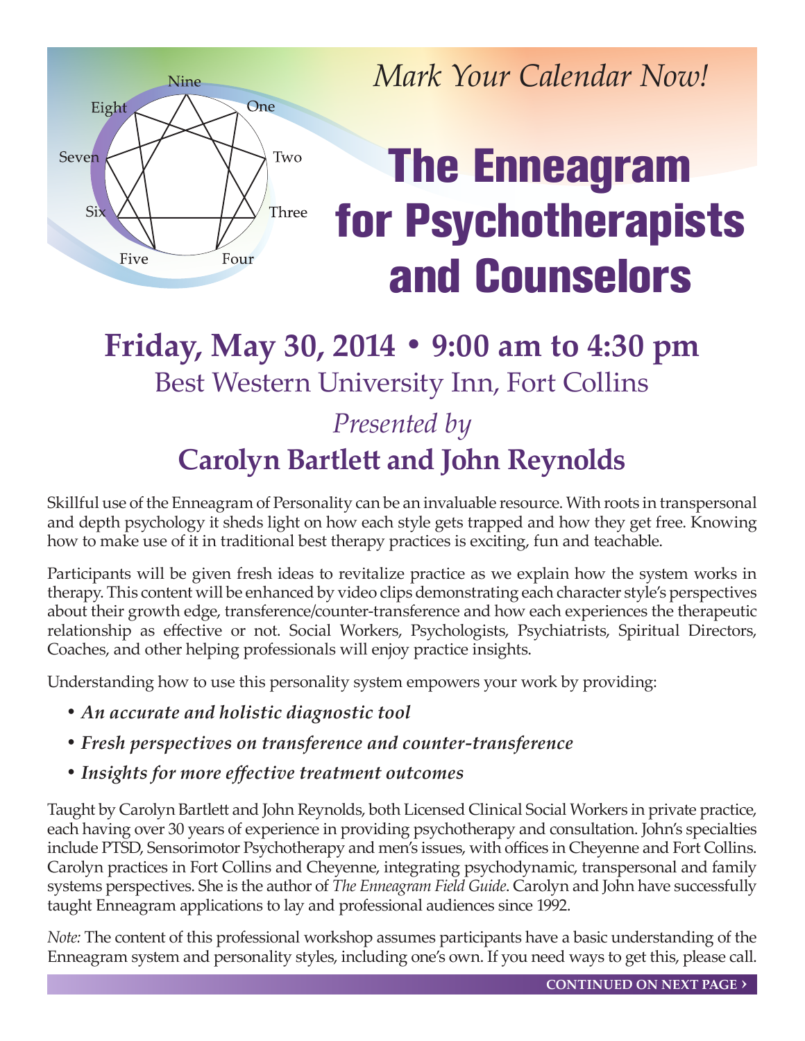*Mark Your Calendar Now!*

# The Enneagram for Psychotherapists and Counselors

## Friday, May 30, 2014 • 9:00 am to 4:30 pm

Best Western University Inn, Fort Collins

*Presented by*

## Carolyn Bartlett and John Reynolds

Skillful use of the Enneagram of Personality can be an invaluable resource. With roots in transpersonal and depth psychology it sheds light on how each style gets trapped and how they get free. Knowing how to make use of it in traditional best therapy practices is exciting, fun and teachable.

Participants will be given fresh ideas to revitalize practice as we explain how the system works in therapy. This content will be enhanced by video clips demonstrating each character style's perspectives about their growth edge, transference/counter-transference and how each experiences the therapeutic relationship as effective or not. Social Workers, Psychologists, Psychiatrists, Spiritual Directors, Coaches, and other helping professionals will enjoy practice insights.

Understanding how to use this personality system empowers your work by providing:

- ***An accurate and holistic diagnostic tool***
- ***Fresh perspectives on transference and counter-transference***
- ***Insights for more effective treatment outcomes***

Taught by Carolyn Bartlett and John Reynolds, both Licensed Clinical Social Workers in private practice, each having over 30 years of experience in providing psychotherapy and consultation. John's specialties include PTSD, Sensorimotor Psychotherapy and men's issues, with offices in Cheyenne and Fort Collins. Carolyn practices in Fort Collins and Cheyenne, integrating psychodynamic, transpersonal and family systems perspectives. She is the author of *The Enneagram Field Guide*. Carolyn and John have successfully taught Enneagram applications to lay and professional audiences since 1992.

*Note:* The content of this professional workshop assumes participants have a basic understanding of the Enneagram system and personality styles, including one's own. If you need ways to get this, please call.

**CONTINUED ON NEXT PAGE ›**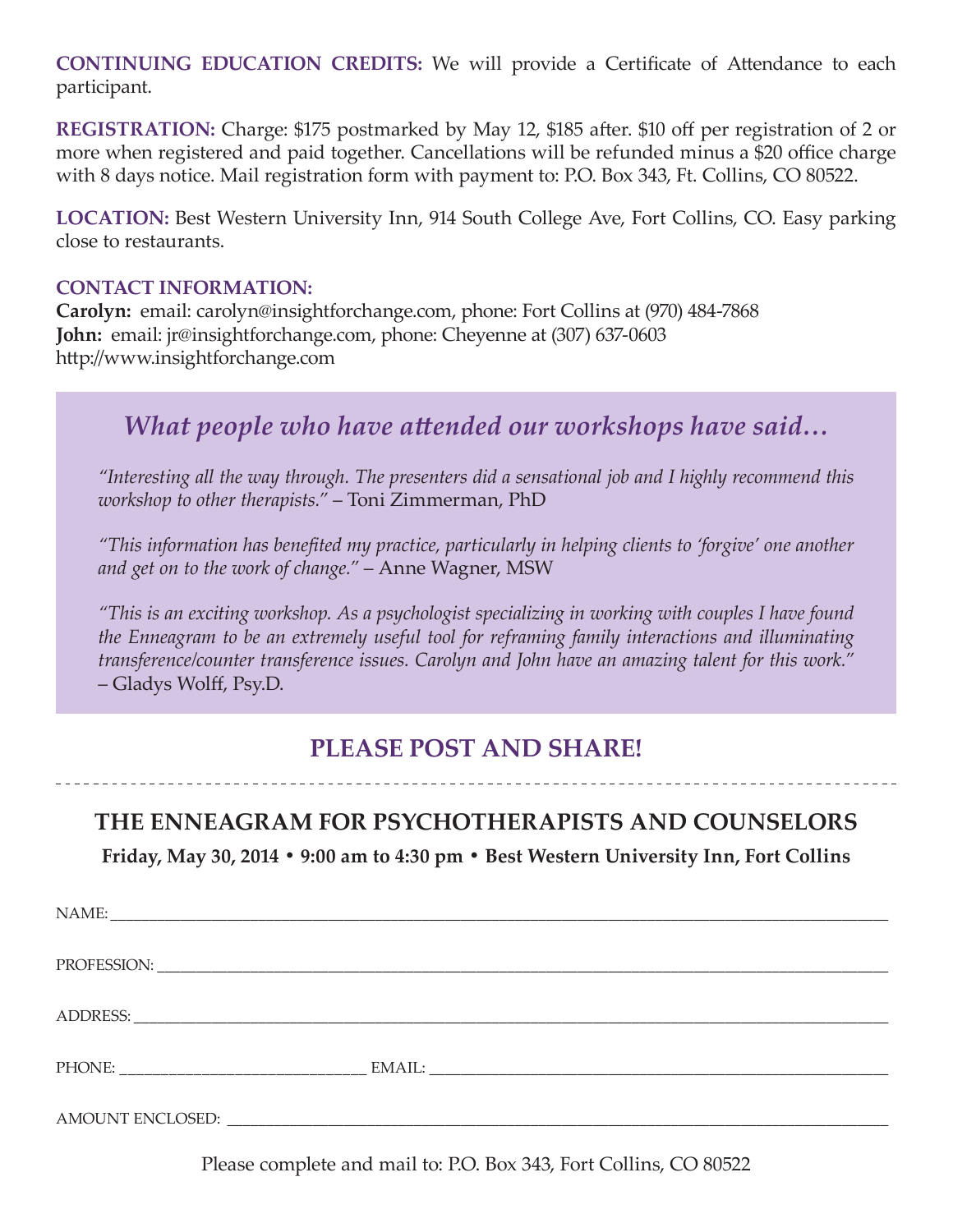**CONTINUING EDUCATION CREDITS:** We will provide a Certificate of Attendance to each participant.

**REGISTRATION:** Charge: $175 postmarked by May 12, $185 after. $10 off per registration of 2 or more when registered and paid together. Cancellations will be refunded minus a $20 office charge with 8 days notice. Mail registration form with payment to: P.O. Box 343, Ft. Collins, CO 80522.

**LOCATION:** Best Western University Inn, 914 South College Ave, Fort Collins, CO. Easy parking close to restaurants.

**CONTACT INFORMATION:**
**Carolyn:** email: carolyn@insightforchange.com, phone: Fort Collins at (970) 484-7868
**John:** email: jr@insightforchange.com, phone: Cheyenne at (307) 637-0603
http://www.insightforchange.com

## *What people who have attended our workshops have said…*

*"Interesting all the way through. The presenters did a sensational job and I highly recommend this workshop to other therapists."* – Toni Zimmerman, PhD

*"This information has benefited my practice, particularly in helping clients to 'forgive' one another and get on to the work of change."* – Anne Wagner, MSW

*"This is an exciting workshop. As a psychologist specializing in working with couples I have found the Enneagram to be an extremely useful tool for reframing family interactions and illuminating transference/counter transference issues. Carolyn and John have an amazing talent for this work."* – Gladys Wolff, Psy.D.

## PLEASE POST AND SHARE!

---

## THE ENNEAGRAM FOR PSYCHOTHERAPISTS AND COUNSELORS

**Friday, May 30, 2014 • 9:00 am to 4:30 pm • Best Western University Inn, Fort Collins**

NAME: ____________________________________________

PROFESSION: ____________________________________________

ADDRESS: ____________________________________________

PHONE: ______________________ EMAIL: ______________________

AMOUNT ENCLOSED: ____________________________________________

Please complete and mail to: P.O. Box 343, Fort Collins, CO 80522